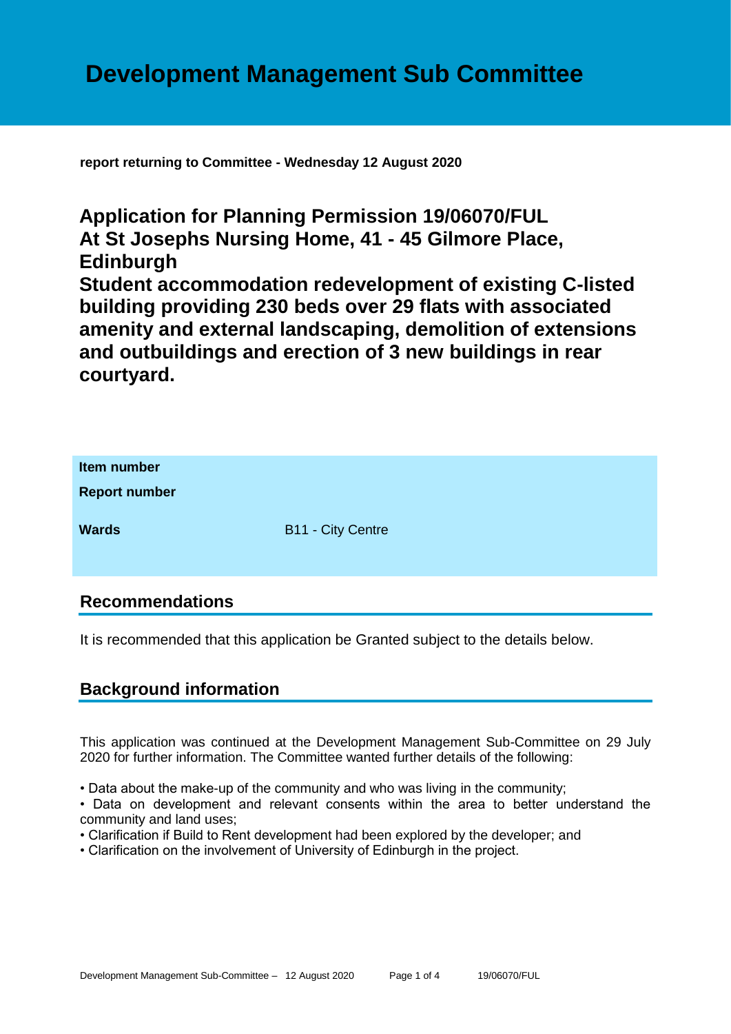# Development Management Sub Committee

**report returning to Committee - Wednesday 12 August 2020**

## Application for Planning Permission 19/06070/FUL At St Josephs Nursing Home, 41 - 45 Gilmore Place, Edinburgh Student accommodation redevelopment of existing C-listed building providing 230 beds over 29 flats with associated amenity and external landscaping, demolition of extensions and outbuildings and erection of 3 new buildings in rear courtyard.

| | |
|---|---|
| **Item number** | |
| **Report number** | |
| **Wards** | B11 - City Centre |

## Recommendations

It is recommended that this application be Granted subject to the details below.

## Background information

This application was continued at the Development Management Sub-Committee on 29 July 2020 for further information. The Committee wanted further details of the following:

- Data about the make-up of the community and who was living in the community;
- Data on development and relevant consents within the area to better understand the community and land uses;
- Clarification if Build to Rent development had been explored by the developer; and
- Clarification on the involvement of University of Edinburgh in the project.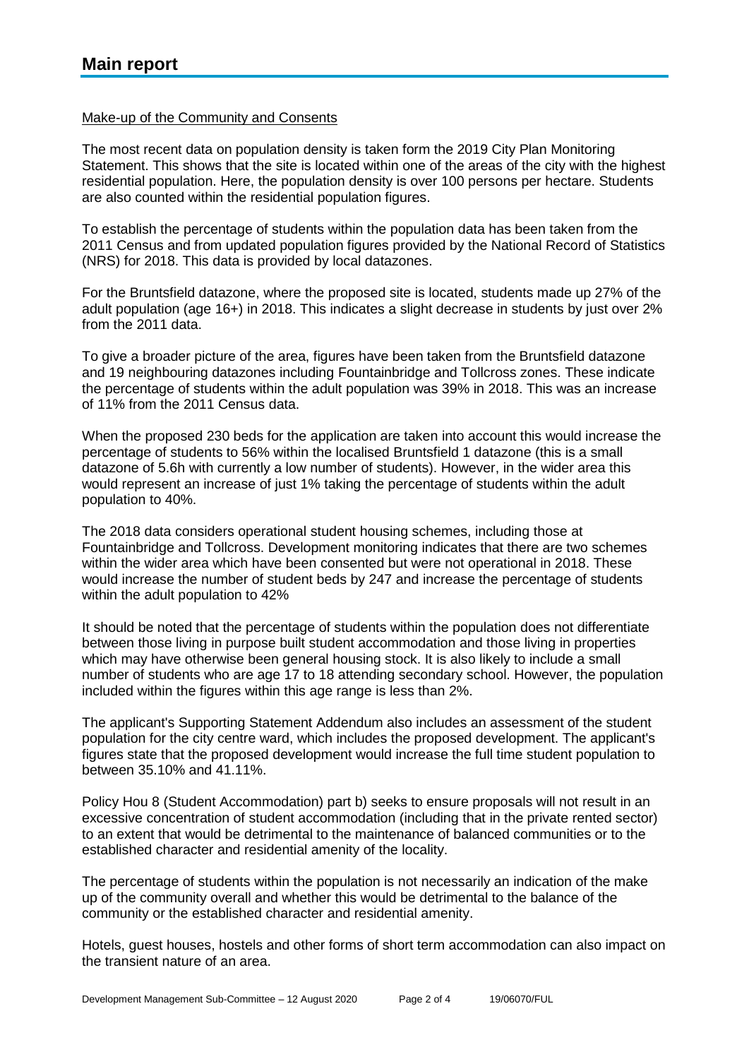# Main report

Make-up of the Community and Consents

The most recent data on population density is taken form the 2019 City Plan Monitoring Statement. This shows that the site is located within one of the areas of the city with the highest residential population. Here, the population density is over 100 persons per hectare. Students are also counted within the residential population figures.

To establish the percentage of students within the population data has been taken from the 2011 Census and from updated population figures provided by the National Record of Statistics (NRS) for 2018. This data is provided by local datazones.

For the Bruntsfield datazone, where the proposed site is located, students made up 27% of the adult population (age 16+) in 2018. This indicates a slight decrease in students by just over 2% from the 2011 data.

To give a broader picture of the area, figures have been taken from the Bruntsfield datazone and 19 neighbouring datazones including Fountainbridge and Tollcross zones. These indicate the percentage of students within the adult population was 39% in 2018. This was an increase of 11% from the 2011 Census data.

When the proposed 230 beds for the application are taken into account this would increase the percentage of students to 56% within the localised Bruntsfield 1 datazone (this is a small datazone of 5.6h with currently a low number of students). However, in the wider area this would represent an increase of just 1% taking the percentage of students within the adult population to 40%.

The 2018 data considers operational student housing schemes, including those at Fountainbridge and Tollcross. Development monitoring indicates that there are two schemes within the wider area which have been consented but were not operational in 2018. These would increase the number of student beds by 247 and increase the percentage of students within the adult population to 42%

It should be noted that the percentage of students within the population does not differentiate between those living in purpose built student accommodation and those living in properties which may have otherwise been general housing stock. It is also likely to include a small number of students who are age 17 to 18 attending secondary school. However, the population included within the figures within this age range is less than 2%.

The applicant's Supporting Statement Addendum also includes an assessment of the student population for the city centre ward, which includes the proposed development. The applicant's figures state that the proposed development would increase the full time student population to between 35.10% and 41.11%.

Policy Hou 8 (Student Accommodation) part b) seeks to ensure proposals will not result in an excessive concentration of student accommodation (including that in the private rented sector) to an extent that would be detrimental to the maintenance of balanced communities or to the established character and residential amenity of the locality.

The percentage of students within the population is not necessarily an indication of the make up of the community overall and whether this would be detrimental to the balance of the community or the established character and residential amenity.

Hotels, guest houses, hostels and other forms of short term accommodation can also impact on the transient nature of an area.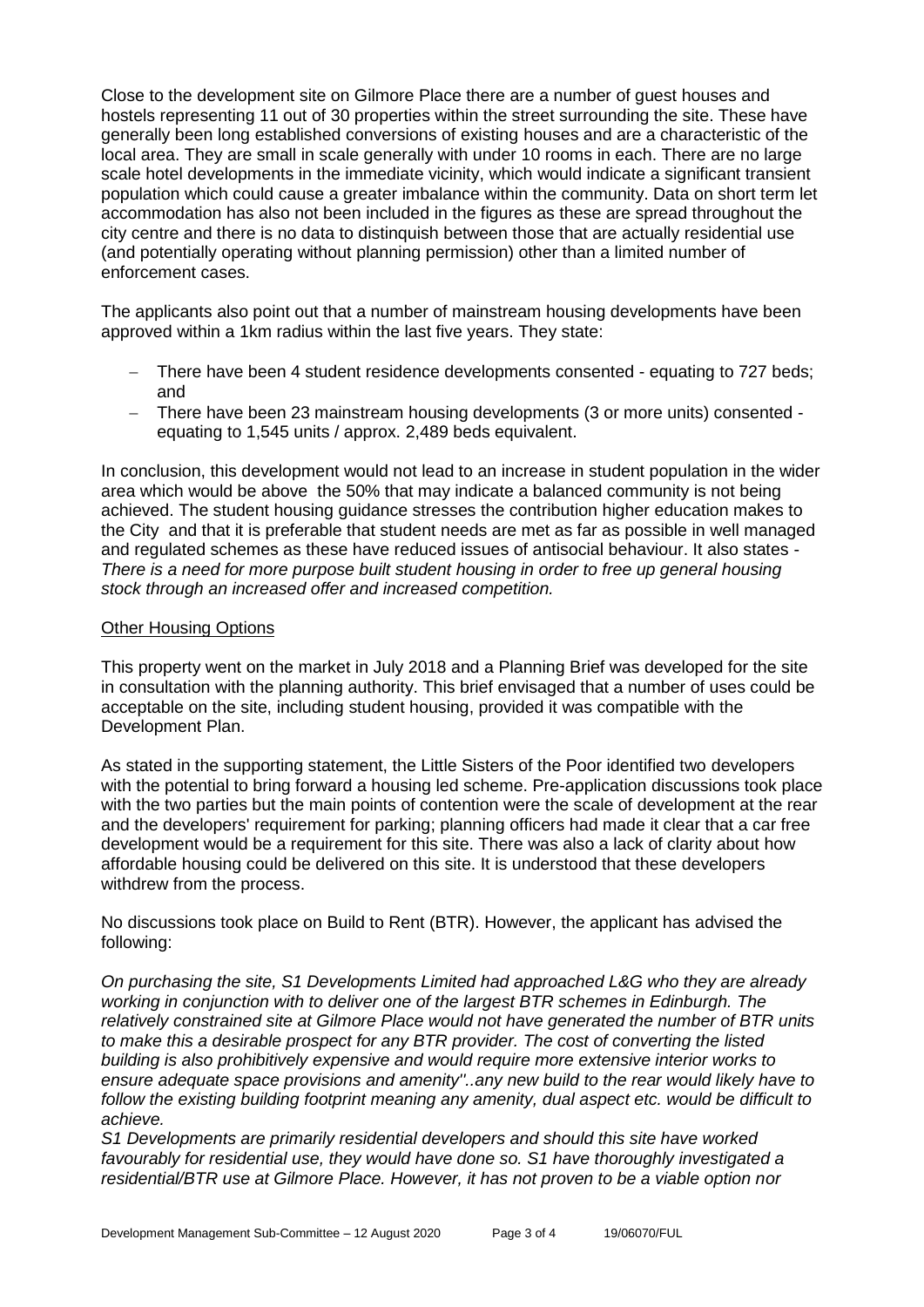Close to the development site on Gilmore Place there are a number of guest houses and hostels representing 11 out of 30 properties within the street surrounding the site. These have generally been long established conversions of existing houses and are a characteristic of the local area. They are small in scale generally with under 10 rooms in each. There are no large scale hotel developments in the immediate vicinity, which would indicate a significant transient population which could cause a greater imbalance within the community. Data on short term let accommodation has also not been included in the figures as these are spread throughout the city centre and there is no data to distinguish between those that are actually residential use (and potentially operating without planning permission) other than a limited number of enforcement cases.

The applicants also point out that a number of mainstream housing developments have been approved within a 1km radius within the last five years. They state:

- There have been 4 student residence developments consented - equating to 727 beds; and
- There have been 23 mainstream housing developments (3 or more units) consented - equating to 1,545 units / approx. 2,489 beds equivalent.

In conclusion, this development would not lead to an increase in student population in the wider area which would be above the 50% that may indicate a balanced community is not being achieved. The student housing guidance stresses the contribution higher education makes to the City and that it is preferable that student needs are met as far as possible in well managed and regulated schemes as these have reduced issues of antisocial behaviour. It also states - *There is a need for more purpose built student housing in order to free up general housing stock through an increased offer and increased competition.*

Other Housing Options

This property went on the market in July 2018 and a Planning Brief was developed for the site in consultation with the planning authority. This brief envisaged that a number of uses could be acceptable on the site, including student housing, provided it was compatible with the Development Plan.

As stated in the supporting statement, the Little Sisters of the Poor identified two developers with the potential to bring forward a housing led scheme. Pre-application discussions took place with the two parties but the main points of contention were the scale of development at the rear and the developers' requirement for parking; planning officers had made it clear that a car free development would be a requirement for this site. There was also a lack of clarity about how affordable housing could be delivered on this site. It is understood that these developers withdrew from the process.

No discussions took place on Build to Rent (BTR). However, the applicant has advised the following:

*On purchasing the site, S1 Developments Limited had approached L&G who they are already working in conjunction with to deliver one of the largest BTR schemes in Edinburgh. The relatively constrained site at Gilmore Place would not have generated the number of BTR units to make this a desirable prospect for any BTR provider. The cost of converting the listed building is also prohibitively expensive and would require more extensive interior works to ensure adequate space provisions and amenity"..any new build to the rear would likely have to follow the existing building footprint meaning any amenity, dual aspect etc. would be difficult to achieve.*

*S1 Developments are primarily residential developers and should this site have worked favourably for residential use, they would have done so. S1 have thoroughly investigated a residential/BTR use at Gilmore Place. However, it has not proven to be a viable option nor*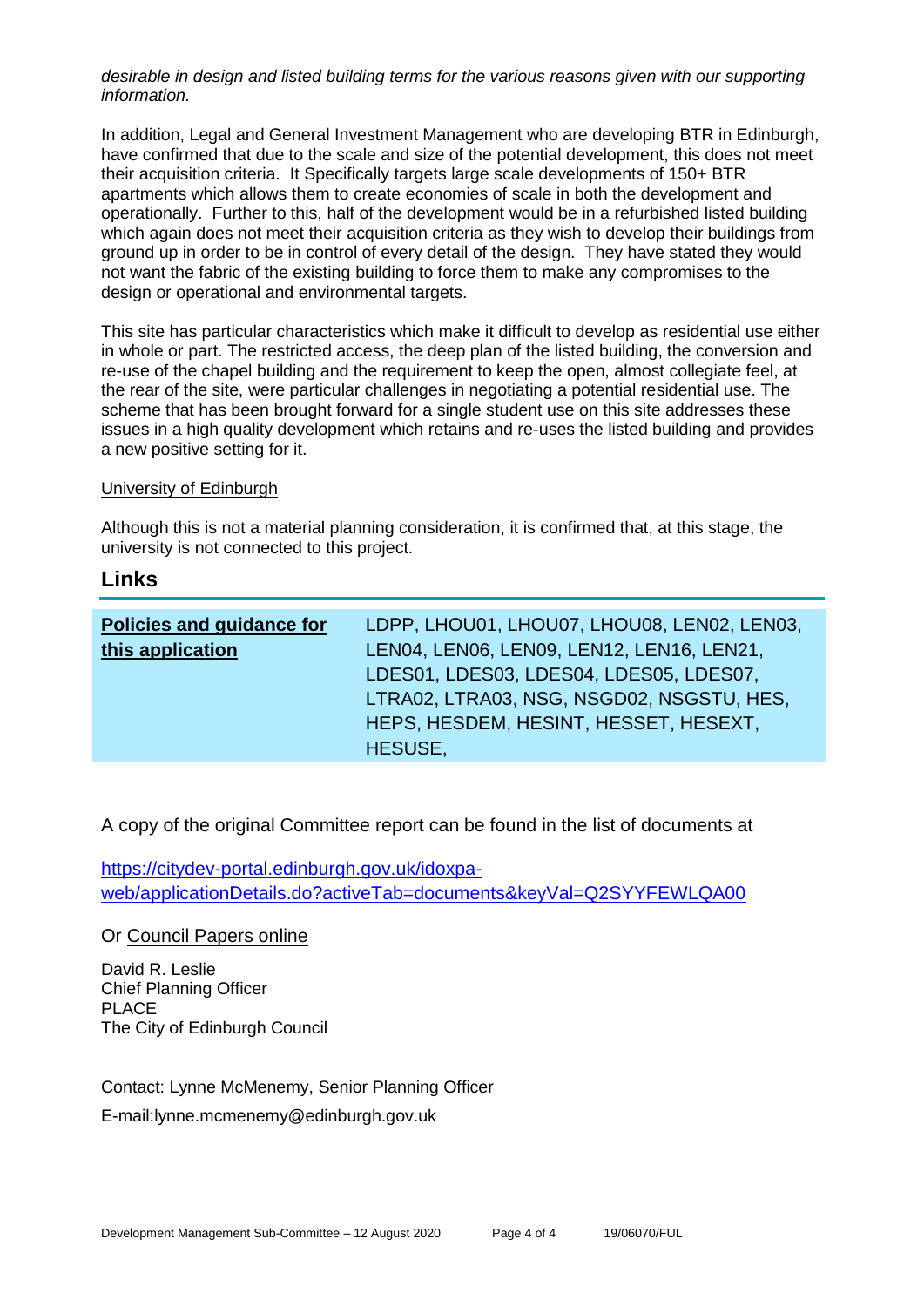*desirable in design and listed building terms for the various reasons given with our supporting information.*

In addition, Legal and General Investment Management who are developing BTR in Edinburgh, have confirmed that due to the scale and size of the potential development, this does not meet their acquisition criteria. It Specifically targets large scale developments of 150+ BTR apartments which allows them to create economies of scale in both the development and operationally. Further to this, half of the development would be in a refurbished listed building which again does not meet their acquisition criteria as they wish to develop their buildings from ground up in order to be in control of every detail of the design. They have stated they would not want the fabric of the existing building to force them to make any compromises to the design or operational and environmental targets.

This site has particular characteristics which make it difficult to develop as residential use either in whole or part. The restricted access, the deep plan of the listed building, the conversion and re-use of the chapel building and the requirement to keep the open, almost collegiate feel, at the rear of the site, were particular challenges in negotiating a potential residential use. The scheme that has been brought forward for a single student use on this site addresses these issues in a high quality development which retains and re-uses the listed building and provides a new positive setting for it.

University of Edinburgh

Although this is not a material planning consideration, it is confirmed that, at this stage, the university is not connected to this project.

## Links

| | |
|---|---|
| **Policies and guidance for this application** | LDPP, LHOU01, LHOU07, LHOU08, LEN02, LEN03, LEN04, LEN06, LEN09, LEN12, LEN16, LEN21, LDES01, LDES03, LDES04, LDES05, LDES07, LTRA02, LTRA03, NSG, NSGD02, NSGSTU, HES, HEPS, HESDEM, HESINT, HESSET, HESEXT, HESUSE, |

A copy of the original Committee report can be found in the list of documents at

https://citydev-portal.edinburgh.gov.uk/idoxpa-web/applicationDetails.do?activeTab=documents&keyVal=Q2SYYFEWLQA00

Or Council Papers online

David R. Leslie
Chief Planning Officer
PLACE
The City of Edinburgh Council

Contact: Lynne McMenemy, Senior Planning Officer

E-mail:lynne.mcmenemy@edinburgh.gov.uk